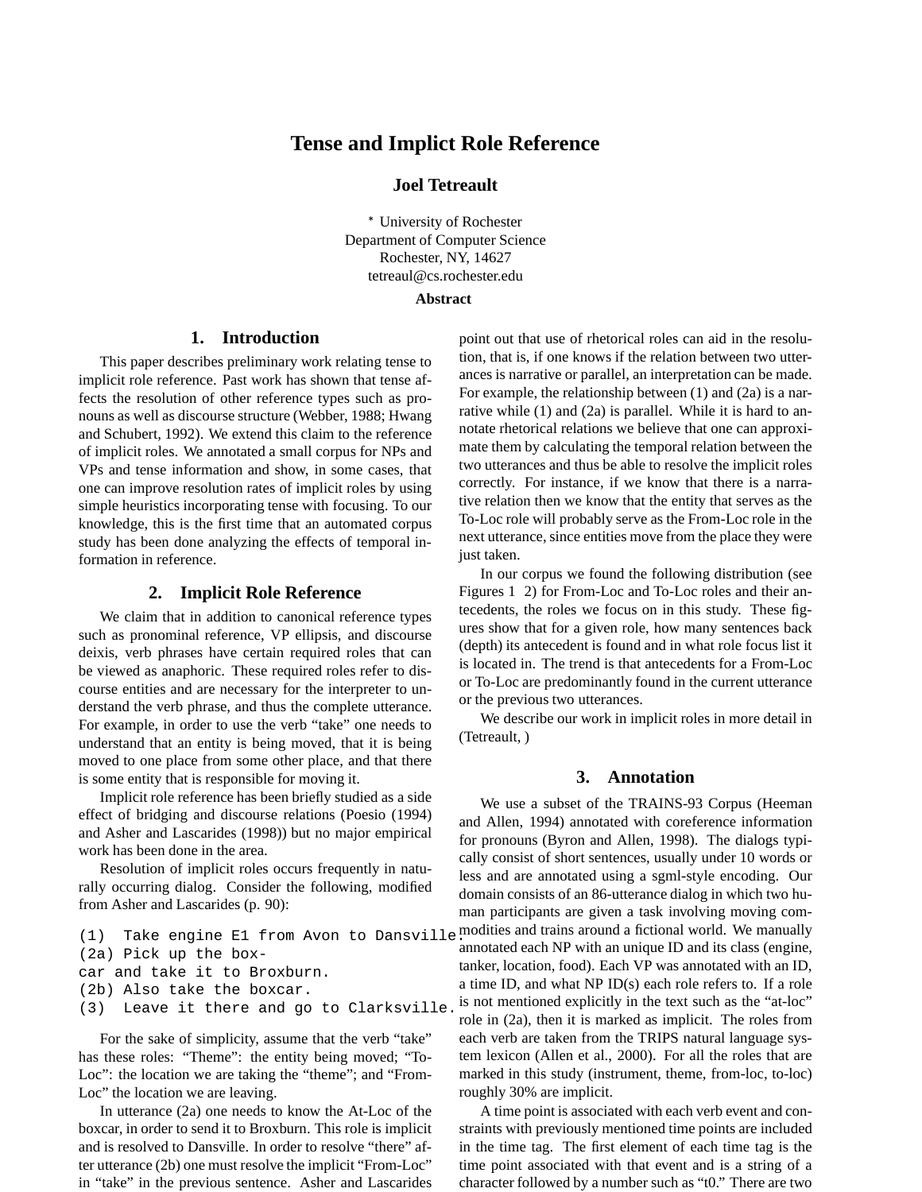# Tense and Implict Role Reference

**Joel Tetreault**

* University of Rochester
Department of Computer Science
Rochester, NY, 14627
tetreaul@cs.rochester.edu

**Abstract**

## 1. Introduction

This paper describes preliminary work relating tense to implicit role reference. Past work has shown that tense affects the resolution of other reference types such as pronouns as well as discourse structure (Webber, 1988; Hwang and Schubert, 1992). We extend this claim to the reference of implicit roles. We annotated a small corpus for NPs and VPs and tense information and show, in some cases, that one can improve resolution rates of implicit roles by using simple heuristics incorporating tense with focusing. To our knowledge, this is the first time that an automated corpus study has been done analyzing the effects of temporal information in reference.

## 2. Implicit Role Reference

We claim that in addition to canonical reference types such as pronominal reference, VP ellipsis, and discourse deixis, verb phrases have certain required roles that can be viewed as anaphoric. These required roles refer to discourse entities and are necessary for the interpreter to understand the verb phrase, and thus the complete utterance. For example, in order to use the verb "take" one needs to understand that an entity is being moved, that it is being moved to one place from some other place, and that there is some entity that is responsible for moving it.

Implicit role reference has been briefly studied as a side effect of bridging and discourse relations (Poesio (1994) and Asher and Lascarides (1998)) but no major empirical work has been done in the area.

Resolution of implicit roles occurs frequently in naturally occurring dialog. Consider the following, modified from Asher and Lascarides (p. 90):

```
(1)  Take engine E1 from Avon to Dansville.
(2a) Pick up the box-
car and take it to Broxburn.
(2b) Also take the boxcar.
(3)  Leave it there and go to Clarksville.
```

For the sake of simplicity, assume that the verb "take" has these roles: "Theme": the entity being moved; "To-Loc": the location we are taking the "theme"; and "From-Loc" the location we are leaving.

In utterance (2a) one needs to know the At-Loc of the boxcar, in order to send it to Broxburn. This role is implicit and is resolved to Dansville. In order to resolve "there" after utterance (2b) one must resolve the implicit "From-Loc" in "take" in the previous sentence. Asher and Lascarides point out that use of rhetorical roles can aid in the resolution, that is, if one knows if the relation between two utterances is narrative or parallel, an interpretation can be made. For example, the relationship between (1) and (2a) is a narrative while (1) and (2a) is parallel. While it is hard to annotate rhetorical relations we believe that one can approximate them by calculating the temporal relation between the two utterances and thus be able to resolve the implicit roles correctly. For instance, if we know that there is a narrative relation then we know that the entity that serves as the To-Loc role will probably serve as the From-Loc role in the next utterance, since entities move from the place they were just taken.

In our corpus we found the following distribution (see Figures 1 2) for From-Loc and To-Loc roles and their antecedents, the roles we focus on in this study. These figures show that for a given role, how many sentences back (depth) its antecedent is found and in what role focus list it is located in. The trend is that antecedents for a From-Loc or To-Loc are predominantly found in the current utterance or the previous two utterances.

We describe our work in implicit roles in more detail in (Tetreault, )

## 3. Annotation

We use a subset of the TRAINS-93 Corpus (Heeman and Allen, 1994) annotated with coreference information for pronouns (Byron and Allen, 1998). The dialogs typically consist of short sentences, usually under 10 words or less and are annotated using a sgml-style encoding. Our domain consists of an 86-utterance dialog in which two human participants are given a task involving moving commodities and trains around a fictional world. We manually annotated each NP with an unique ID and its class (engine, tanker, location, food). Each VP was annotated with an ID, a time ID, and what NP ID(s) each role refers to. If a role is not mentioned explicitly in the text such as the "at-loc" role in (2a), then it is marked as implicit. The roles from each verb are taken from the TRIPS natural language system lexicon (Allen et al., 2000). For all the roles that are marked in this study (instrument, theme, from-loc, to-loc) roughly 30% are implicit.

A time point is associated with each verb event and constraints with previously mentioned time points are included in the time tag. The first element of each time tag is the time point associated with that event and is a string of a character followed by a number such as "t0." There are two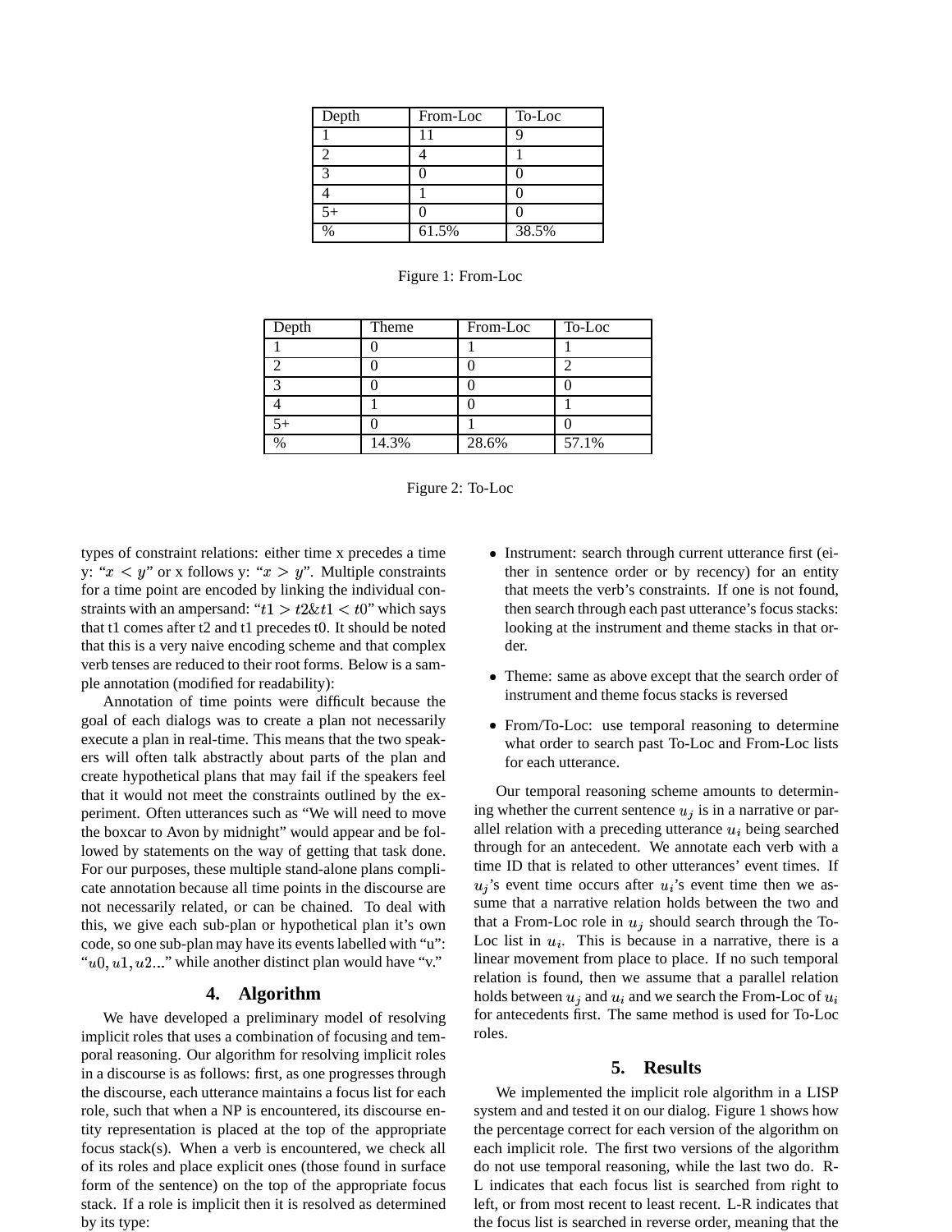| Depth | From-Loc | To-Loc |
| --- | --- | --- |
| 1 | 11 | 9 |
| 2 | 4 | 1 |
| 3 | 0 | 0 |
| 4 | 1 | 0 |
| 5+ | 0 | 0 |
| % | 61.5% | 38.5% |

Figure 1: From-Loc

| Depth | Theme | From-Loc | To-Loc |
| --- | --- | --- | --- |
| 1 | 0 | 1 | 1 |
| 2 | 0 | 0 | 2 |
| 3 | 0 | 0 | 0 |
| 4 | 1 | 0 | 1 |
| 5+ | 0 | 1 | 0 |
| % | 14.3% | 28.6% | 57.1% |

Figure 2: To-Loc

types of constraint relations: either time x precedes a time y: "$x < y$" or x follows y: "$x > y$". Multiple constraints for a time point are encoded by linking the individual constraints with an ampersand: "$t1 > t2 \& t1 < t0$" which says that t1 comes after t2 and t1 precedes t0. It should be noted that this is a very naive encoding scheme and that complex verb tenses are reduced to their root forms. Below is a sample annotation (modified for readability):

Annotation of time points were difficult because the goal of each dialogs was to create a plan not necessarily execute a plan in real-time. This means that the two speakers will often talk abstractly about parts of the plan and create hypothetical plans that may fail if the speakers feel that it would not meet the constraints outlined by the experiment. Often utterances such as "We will need to move the boxcar to Avon by midnight" would appear and be followed by statements on the way of getting that task done. For our purposes, these multiple stand-alone plans complicate annotation because all time points in the discourse are not necessarily related, or can be chained. To deal with this, we give each sub-plan or hypothetical plan it's own code, so one sub-plan may have its events labelled with "u": "$u0, u1, u2$..." while another distinct plan would have "v."

## 4. Algorithm

We have developed a preliminary model of resolving implicit roles that uses a combination of focusing and temporal reasoning. Our algorithm for resolving implicit roles in a discourse is as follows: first, as one progresses through the discourse, each utterance maintains a focus list for each role, such that when a NP is encountered, its discourse entity representation is placed at the top of the appropriate focus stack(s). When a verb is encountered, we check all of its roles and place explicit ones (those found in surface form of the sentence) on the top of the appropriate focus stack. If a role is implicit then it is resolved as determined by its type:

- Instrument: search through current utterance first (either in sentence order or by recency) for an entity that meets the verb's constraints. If one is not found, then search through each past utterance's focus stacks: looking at the instrument and theme stacks in that order.
- Theme: same as above except that the search order of instrument and theme focus stacks is reversed
- From/To-Loc: use temporal reasoning to determine what order to search past To-Loc and From-Loc lists for each utterance.

Our temporal reasoning scheme amounts to determining whether the current sentence $u_j$ is in a narrative or parallel relation with a preceding utterance $u_i$ being searched through for an antecedent. We annotate each verb with a time ID that is related to other utterances' event times. If $u_j$'s event time occurs after $u_i$'s event time then we assume that a narrative relation holds between the two and that a From-Loc role in $u_j$ should search through the To-Loc list in $u_i$. This is because in a narrative, there is a linear movement from place to place. If no such temporal relation is found, then we assume that a parallel relation holds between $u_j$ and $u_i$ and we search the From-Loc of $u_i$ for antecedents first. The same method is used for To-Loc roles.

## 5. Results

We implemented the implicit role algorithm in a LISP system and and tested it on our dialog. Figure 1 shows how the percentage correct for each version of the algorithm on each implicit role. The first two versions of the algorithm do not use temporal reasoning, while the last two do. R-L indicates that each focus list is searched from right to left, or from most recent to least recent. L-R indicates that the focus list is searched in reverse order, meaning that the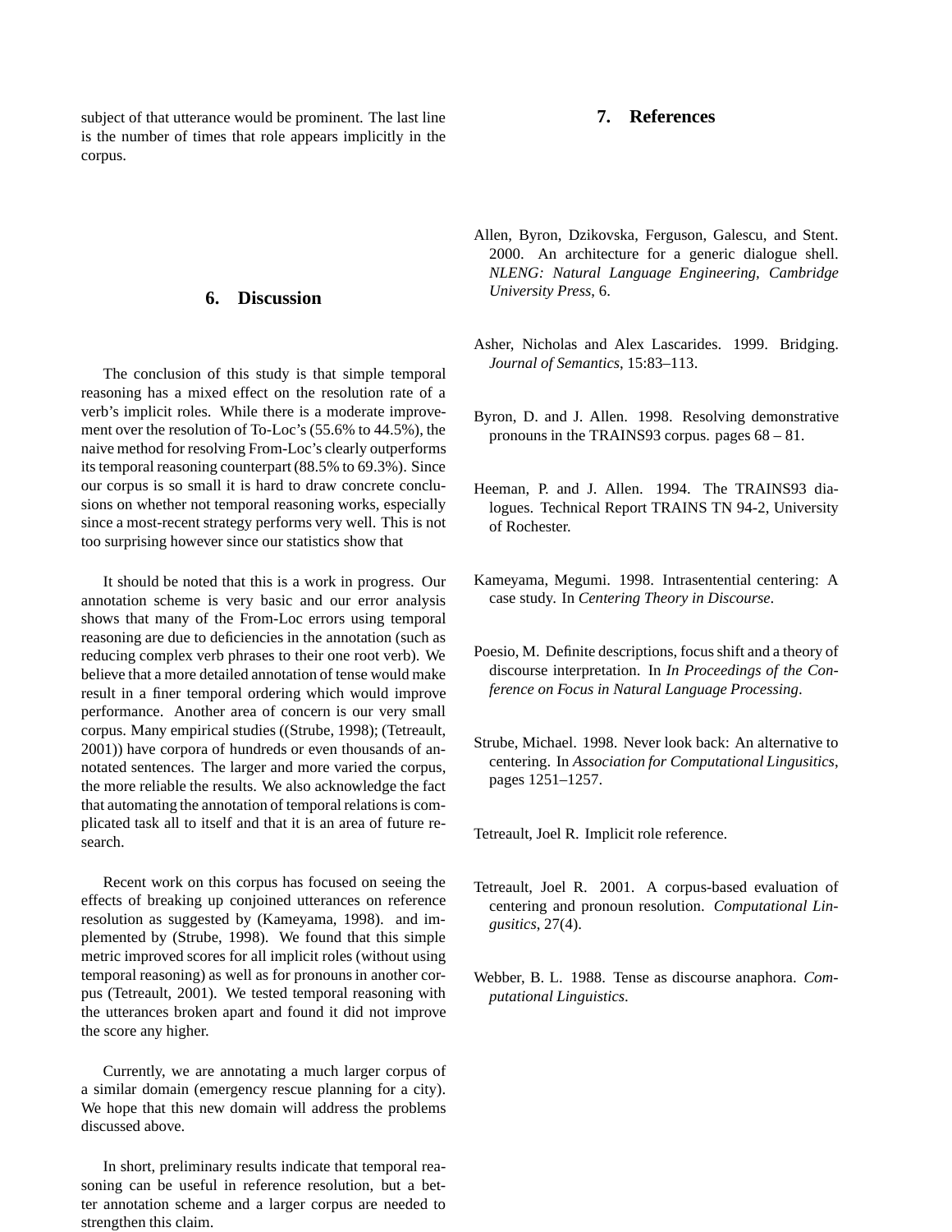subject of that utterance would be prominent. The last line is the number of times that role appears implicitly in the corpus.

## 6. Discussion

The conclusion of this study is that simple temporal reasoning has a mixed effect on the resolution rate of a verb's implicit roles. While there is a moderate improvement over the resolution of To-Loc's (55.6% to 44.5%), the naive method for resolving From-Loc's clearly outperforms its temporal reasoning counterpart (88.5% to 69.3%). Since our corpus is so small it is hard to draw concrete conclusions on whether not temporal reasoning works, especially since a most-recent strategy performs very well. This is not too surprising however since our statistics show that

It should be noted that this is a work in progress. Our annotation scheme is very basic and our error analysis shows that many of the From-Loc errors using temporal reasoning are due to deficiencies in the annotation (such as reducing complex verb phrases to their one root verb). We believe that a more detailed annotation of tense would make result in a finer temporal ordering which would improve performance. Another area of concern is our very small corpus. Many empirical studies ((Strube, 1998); (Tetreault, 2001)) have corpora of hundreds or even thousands of annotated sentences. The larger and more varied the corpus, the more reliable the results. We also acknowledge the fact that automating the annotation of temporal relations is complicated task all to itself and that it is an area of future research.

Recent work on this corpus has focused on seeing the effects of breaking up conjoined utterances on reference resolution as suggested by (Kameyama, 1998). and implemented by (Strube, 1998). We found that this simple metric improved scores for all implicit roles (without using temporal reasoning) as well as for pronouns in another corpus (Tetreault, 2001). We tested temporal reasoning with the utterances broken apart and found it did not improve the score any higher.

Currently, we are annotating a much larger corpus of a similar domain (emergency rescue planning for a city). We hope that this new domain will address the problems discussed above.

In short, preliminary results indicate that temporal reasoning can be useful in reference resolution, but a better annotation scheme and a larger corpus are needed to strengthen this claim.

## 7. References

Allen, Byron, Dzikovska, Ferguson, Galescu, and Stent. 2000. An architecture for a generic dialogue shell. *NLENG: Natural Language Engineering, Cambridge University Press*, 6.

Asher, Nicholas and Alex Lascarides. 1999. Bridging. *Journal of Semantics*, 15:83–113.

Byron, D. and J. Allen. 1998. Resolving demonstrative pronouns in the TRAINS93 corpus. pages 68 – 81.

Heeman, P. and J. Allen. 1994. The TRAINS93 dialogues. Technical Report TRAINS TN 94-2, University of Rochester.

Kameyama, Megumi. 1998. Intrasentential centering: A case study. In *Centering Theory in Discourse*.

Poesio, M. Definite descriptions, focus shift and a theory of discourse interpretation. In *In Proceedings of the Conference on Focus in Natural Language Processing*.

Strube, Michael. 1998. Never look back: An alternative to centering. In *Association for Computational Lingusitics*, pages 1251–1257.

Tetreault, Joel R. Implicit role reference.

Tetreault, Joel R. 2001. A corpus-based evaluation of centering and pronoun resolution. *Computational Lingusitics*, 27(4).

Webber, B. L. 1988. Tense as discourse anaphora. *Computational Linguistics*.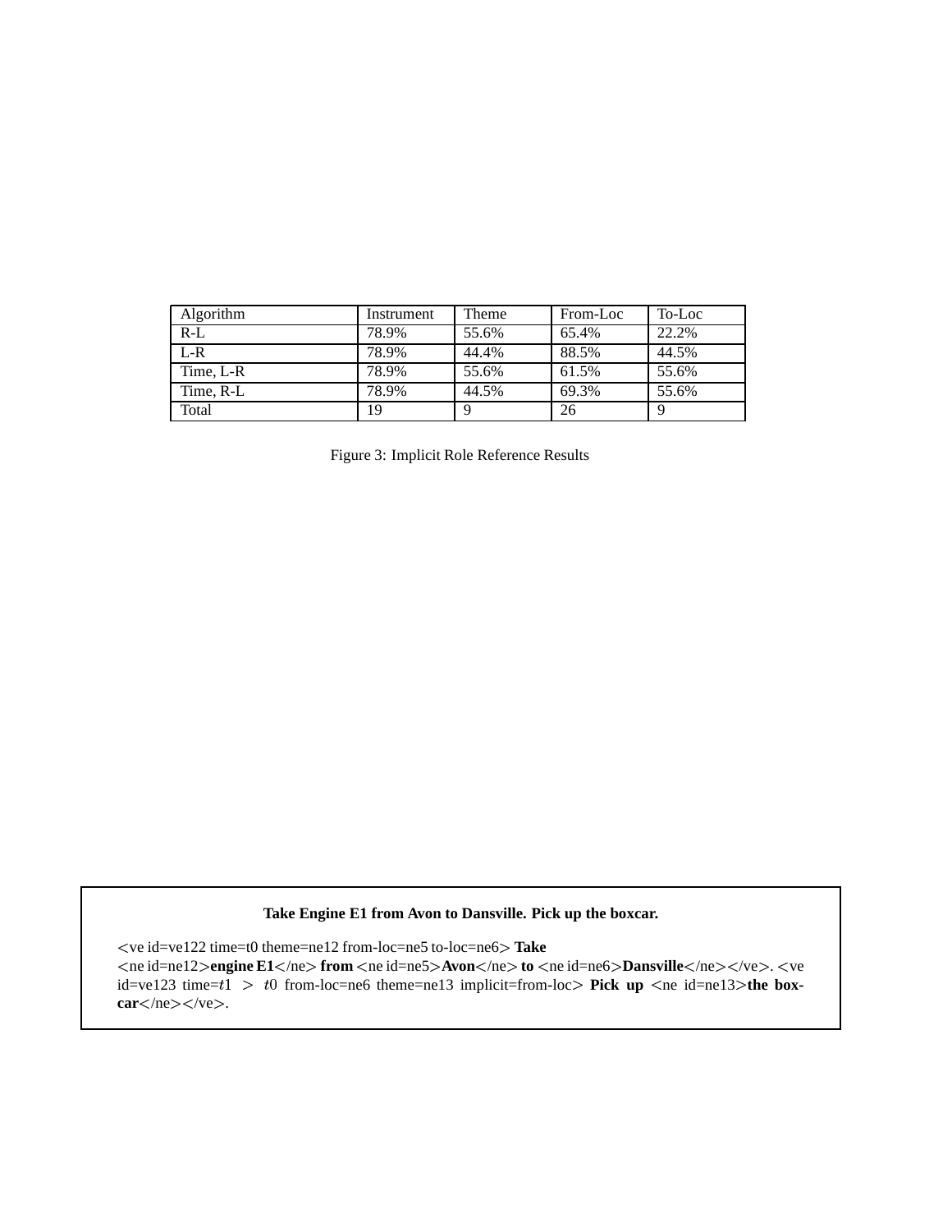| Algorithm | Instrument | Theme | From-Loc | To-Loc |
|---|---|---|---|---|
| R-L | 78.9% | 55.6% | 65.4% | 22.2% |
| L-R | 78.9% | 44.4% | 88.5% | 44.5% |
| Time, L-R | 78.9% | 55.6% | 61.5% | 55.6% |
| Time, R-L | 78.9% | 44.5% | 69.3% | 55.6% |
| Total | 19 | 9 | 26 | 9 |

Figure 3: Implicit Role Reference Results

**Take Engine E1 from Avon to Dansville. Pick up the boxcar.**

<ve id=ve122 time=t0 theme=ne12 from-loc=ne5 to-loc=ne6> **Take** <ne id=ne12>**engine E1**</ne> **from** <ne id=ne5>**Avon**</ne> **to** <ne id=ne6>**Dansville**</ne></ve>. <ve id=ve123 time=$t1 > t0$ from-loc=ne6 theme=ne13 implicit=from-loc> **Pick up** <ne id=ne13>**the boxcar**</ne></ve>.